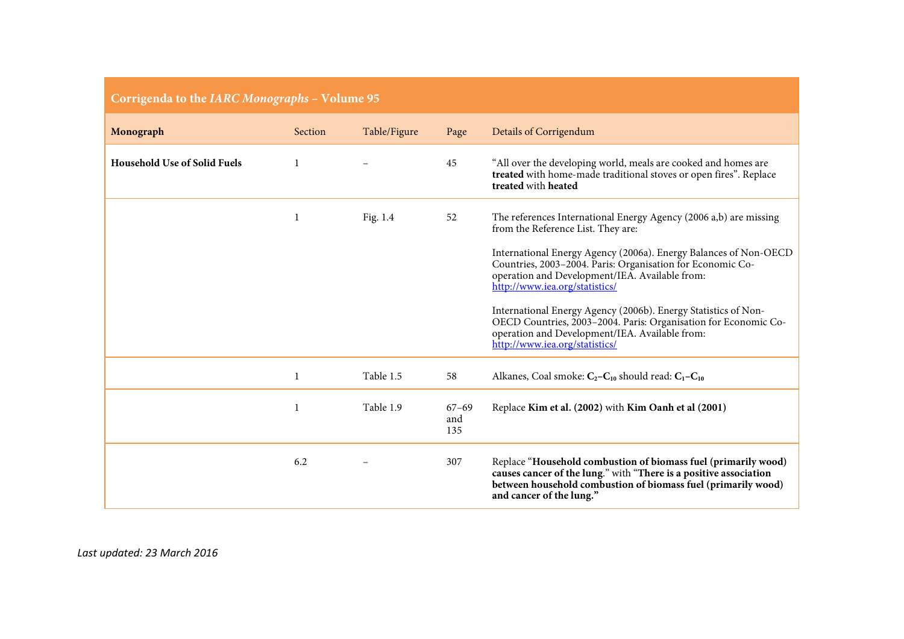## Corrigenda to the *IARC Monographs* – Volume 95

| **Monograph** | Section | Table/Figure | Page | Details of Corrigendum |
|---|---|---|---|---|
| **Household Use of Solid Fuels** | 1 | – | 45 | "All over the developing world, meals are cooked and homes are **treated** with home-made traditional stoves or open fires". Replace **treated** with **heated** |
| | 1 | Fig. 1.4 | 52 | The references International Energy Agency (2006 a,b) are missing from the Reference List. They are: <br><br> International Energy Agency (2006a). Energy Balances of Non-OECD Countries, 2003–2004. Paris: Organisation for Economic Co-operation and Development/IEA. Available from: http://www.iea.org/statistics/ <br><br> International Energy Agency (2006b). Energy Statistics of Non-OECD Countries, 2003–2004. Paris: Organisation for Economic Co-operation and Development/IEA. Available from: http://www.iea.org/statistics/ |
| | 1 | Table 1.5 | 58 | Alkanes, Coal smoke: $\mathbf{C_2–C_{10}}$ should read: $\mathbf{C_1–C_{10}}$ |
| | 1 | Table 1.9 | 67–69 and 135 | Replace **Kim et al. (2002)** with **Kim Oanh et al (2001)** |
| | 6.2 | – | 307 | Replace "**Household combustion of biomass fuel (primarily wood) causes cancer of the lung**." with "**There is a positive association between household combustion of biomass fuel (primarily wood) and cancer of the lung.**" |

*Last updated: 23 March 2016*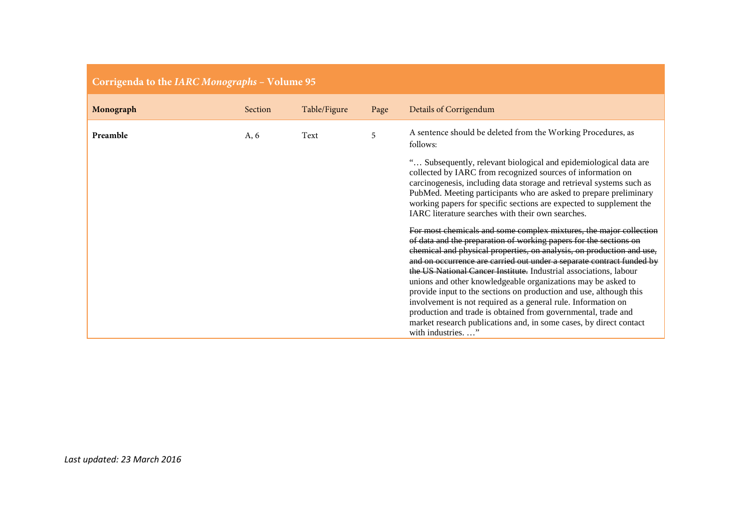## Corrigenda to the *IARC Monographs* – Volume 95

| Monograph | Section | Table/Figure | Page | Details of Corrigendum |
|---|---|---|---|---|
| **Preamble** | A, 6 | Text | 5 | A sentence should be deleted from the Working Procedures, as follows:<br><br>"… Subsequently, relevant biological and epidemiological data are collected by IARC from recognized sources of information on carcinogenesis, including data storage and retrieval systems such as PubMed. Meeting participants who are asked to prepare preliminary working papers for specific sections are expected to supplement the IARC literature searches with their own searches.<br><br>~~For most chemicals and some complex mixtures, the major collection of data and the preparation of working papers for the sections on chemical and physical properties, on analysis, on production and use, and on occurrence are carried out under a separate contract funded by the US National Cancer Institute.~~ Industrial associations, labour unions and other knowledgeable organizations may be asked to provide input to the sections on production and use, although this involvement is not required as a general rule. Information on production and trade is obtained from governmental, trade and market research publications and, in some cases, by direct contact with industries. …" |

*Last updated: 23 March 2016*